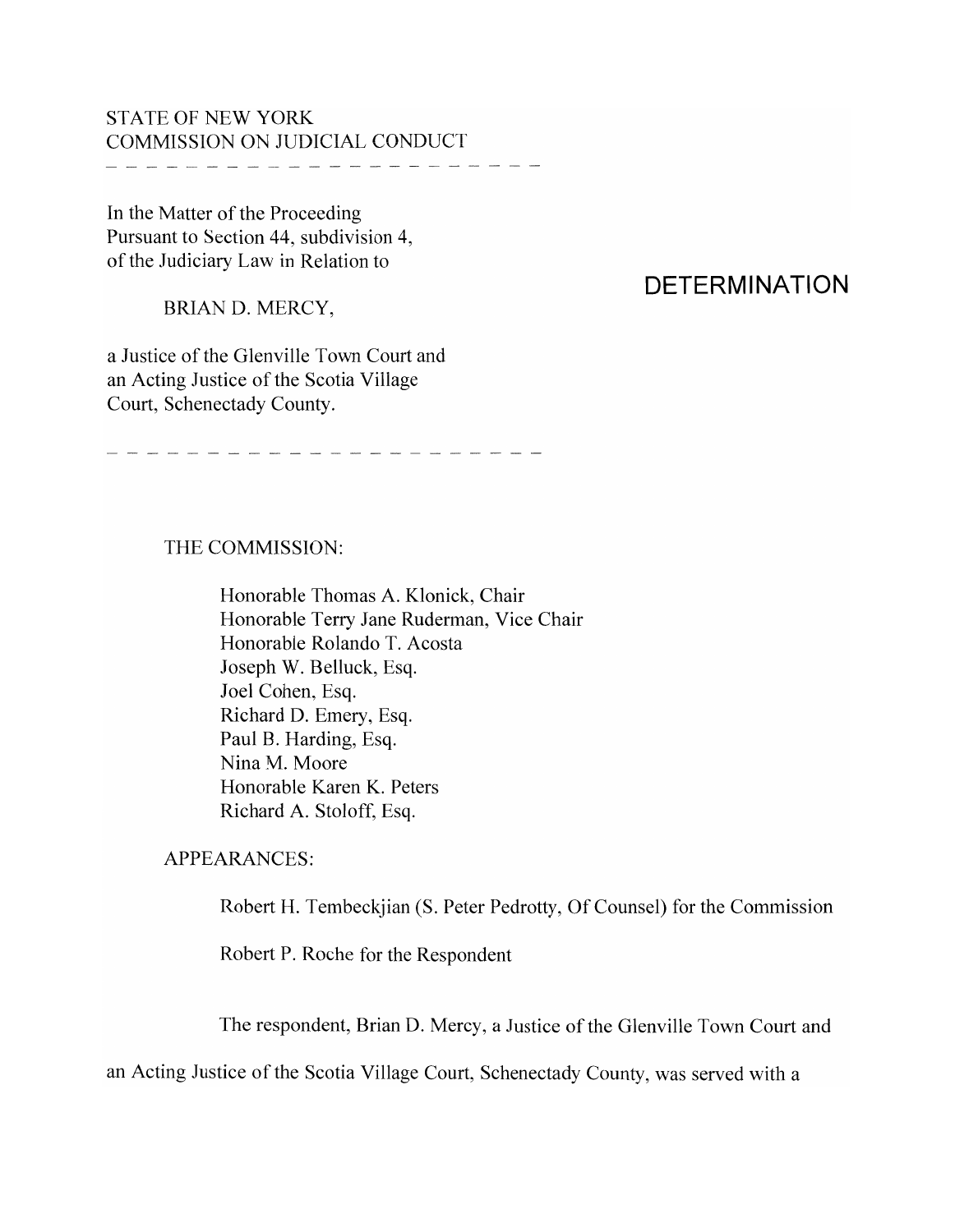STATE OF NEW YORK
COMMISSION ON JUDICIAL CONDUCT

- - - - - - - - - - - - - - - - - - - - - - -

In the Matter of the Proceeding
Pursuant to Section 44, subdivision 4,
of the Judiciary Law in Relation to

BRIAN D. MERCY,

a Justice of the Glenville Town Court and
an Acting Justice of the Scotia Village
Court, Schenectady County.

- - - - - - - - - - - - - - - - - - - - - - -

# DETERMINATION

THE COMMISSION:

Honorable Thomas A. Klonick, Chair
Honorable Terry Jane Ruderman, Vice Chair
Honorable Rolando T. Acosta
Joseph W. Belluck, Esq.
Joel Cohen, Esq.
Richard D. Emery, Esq.
Paul B. Harding, Esq.
Nina M. Moore
Honorable Karen K. Peters
Richard A. Stoloff, Esq.

APPEARANCES:

Robert H. Tembeckjian (S. Peter Pedrotty, Of Counsel) for the Commission

Robert P. Roche for the Respondent

The respondent, Brian D. Mercy, a Justice of the Glenville Town Court and an Acting Justice of the Scotia Village Court, Schenectady County, was served with a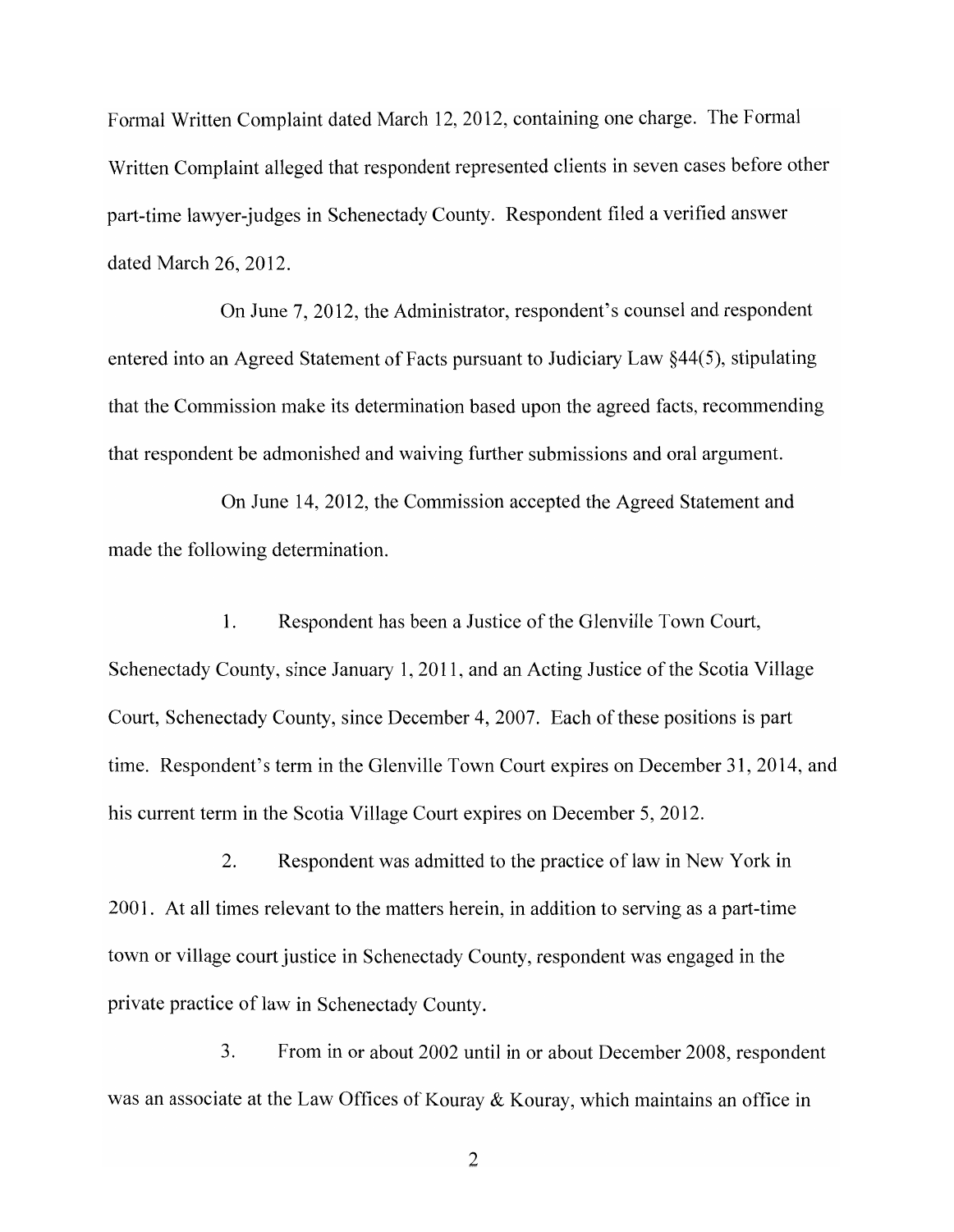Formal Written Complaint dated March 12, 2012, containing one charge. The Formal Written Complaint alleged that respondent represented clients in seven cases before other part-time lawyer-judges in Schenectady County. Respondent filed a verified answer dated March 26, 2012.

On June 7, 2012, the Administrator, respondent's counsel and respondent entered into an Agreed Statement of Facts pursuant to Judiciary Law §44(5), stipulating that the Commission make its determination based upon the agreed facts, recommending that respondent be admonished and waiving further submissions and oral argument.

On June 14, 2012, the Commission accepted the Agreed Statement and made the following determination.

1. Respondent has been a Justice of the Glenville Town Court, Schenectady County, since January 1, 2011, and an Acting Justice of the Scotia Village Court, Schenectady County, since December 4, 2007. Each of these positions is part time. Respondent's term in the Glenville Town Court expires on December 31, 2014, and his current term in the Scotia Village Court expires on December 5, 2012.

2. Respondent was admitted to the practice of law in New York in 2001. At all times relevant to the matters herein, in addition to serving as a part-time town or village court justice in Schenectady County, respondent was engaged in the private practice of law in Schenectady County.

3. From in or about 2002 until in or about December 2008, respondent was an associate at the Law Offices of Kouray & Kouray, which maintains an office in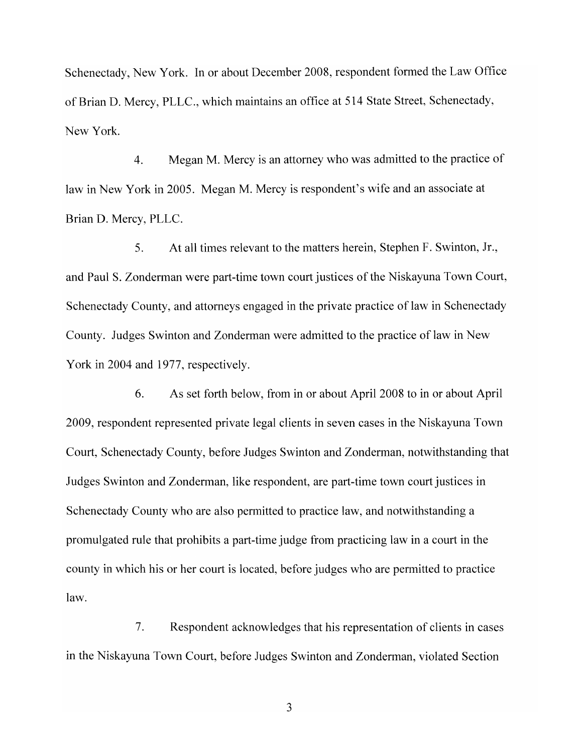Schenectady, New York. In or about December 2008, respondent formed the Law Office of Brian D. Mercy, PLLC., which maintains an office at 514 State Street, Schenectady, New York.

4. Megan M. Mercy is an attorney who was admitted to the practice of law in New York in 2005. Megan M. Mercy is respondent's wife and an associate at Brian D. Mercy, PLLC.

5. At all times relevant to the matters herein, Stephen F. Swinton, Jr., and Paul S. Zonderman were part-time town court justices of the Niskayuna Town Court, Schenectady County, and attorneys engaged in the private practice of law in Schenectady County. Judges Swinton and Zonderman were admitted to the practice of law in New York in 2004 and 1977, respectively.

6. As set forth below, from in or about April 2008 to in or about April 2009, respondent represented private legal clients in seven cases in the Niskayuna Town Court, Schenectady County, before Judges Swinton and Zonderman, notwithstanding that Judges Swinton and Zonderman, like respondent, are part-time town court justices in Schenectady County who are also permitted to practice law, and notwithstanding a promulgated rule that prohibits a part-time judge from practicing law in a court in the county in which his or her court is located, before judges who are permitted to practice law.

7. Respondent acknowledges that his representation of clients in cases in the Niskayuna Town Court, before Judges Swinton and Zonderman, violated Section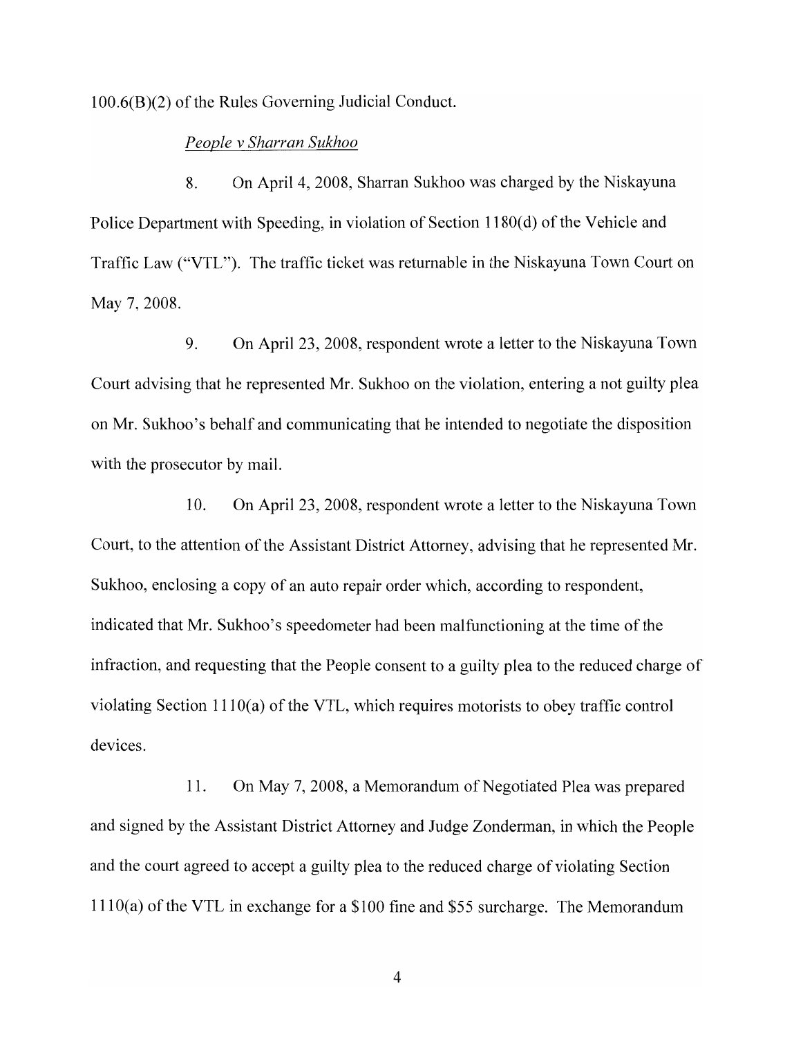100.6(B)(2) of the Rules Governing Judicial Conduct.

*People v Sharran Sukhoo*

8. On April 4, 2008, Sharran Sukhoo was charged by the Niskayuna Police Department with Speeding, in violation of Section 1180(d) of the Vehicle and Traffic Law ("VTL"). The traffic ticket was returnable in the Niskayuna Town Court on May 7, 2008.

9. On April 23, 2008, respondent wrote a letter to the Niskayuna Town Court advising that he represented Mr. Sukhoo on the violation, entering a not guilty plea on Mr. Sukhoo's behalf and communicating that he intended to negotiate the disposition with the prosecutor by mail.

10. On April 23, 2008, respondent wrote a letter to the Niskayuna Town Court, to the attention of the Assistant District Attorney, advising that he represented Mr. Sukhoo, enclosing a copy of an auto repair order which, according to respondent, indicated that Mr. Sukhoo's speedometer had been malfunctioning at the time of the infraction, and requesting that the People consent to a guilty plea to the reduced charge of violating Section 1110(a) of the VTL, which requires motorists to obey traffic control devices.

11. On May 7, 2008, a Memorandum of Negotiated Plea was prepared and signed by the Assistant District Attorney and Judge Zonderman, in which the People and the court agreed to accept a guilty plea to the reduced charge of violating Section 1110(a) of the VTL in exchange for a $100 fine and $55 surcharge. The Memorandum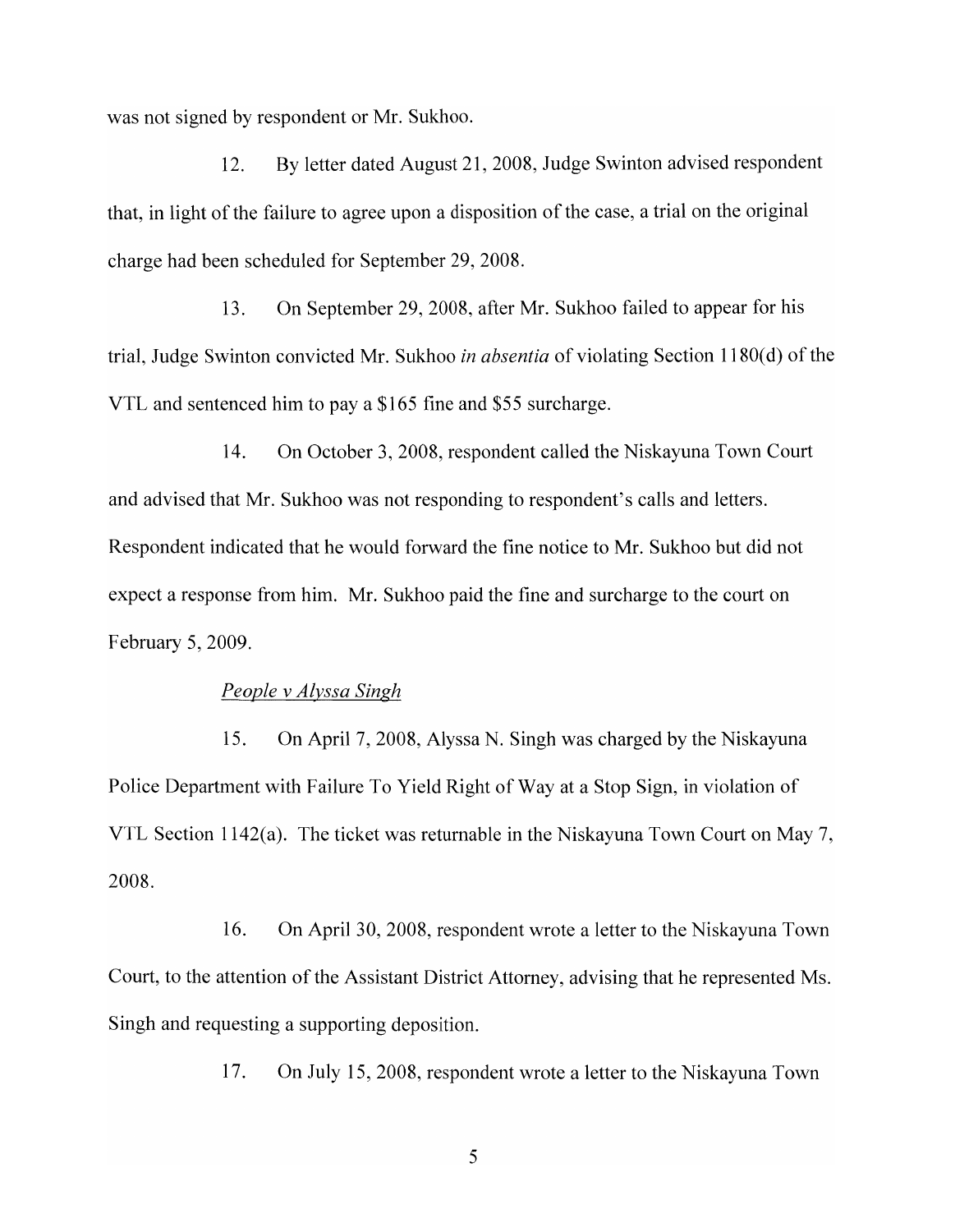was not signed by respondent or Mr. Sukhoo.

12. By letter dated August 21, 2008, Judge Swinton advised respondent that, in light of the failure to agree upon a disposition of the case, a trial on the original charge had been scheduled for September 29, 2008.

13. On September 29, 2008, after Mr. Sukhoo failed to appear for his trial, Judge Swinton convicted Mr. Sukhoo *in absentia* of violating Section 1180(d) of the VTL and sentenced him to pay a $165 fine and $55 surcharge.

14. On October 3, 2008, respondent called the Niskayuna Town Court and advised that Mr. Sukhoo was not responding to respondent's calls and letters. Respondent indicated that he would forward the fine notice to Mr. Sukhoo but did not expect a response from him. Mr. Sukhoo paid the fine and surcharge to the court on February 5, 2009.

*People v Alyssa Singh*

15. On April 7, 2008, Alyssa N. Singh was charged by the Niskayuna Police Department with Failure To Yield Right of Way at a Stop Sign, in violation of VTL Section 1142(a). The ticket was returnable in the Niskayuna Town Court on May 7, 2008.

16. On April 30, 2008, respondent wrote a letter to the Niskayuna Town Court, to the attention of the Assistant District Attorney, advising that he represented Ms. Singh and requesting a supporting deposition.

17. On July 15, 2008, respondent wrote a letter to the Niskayuna Town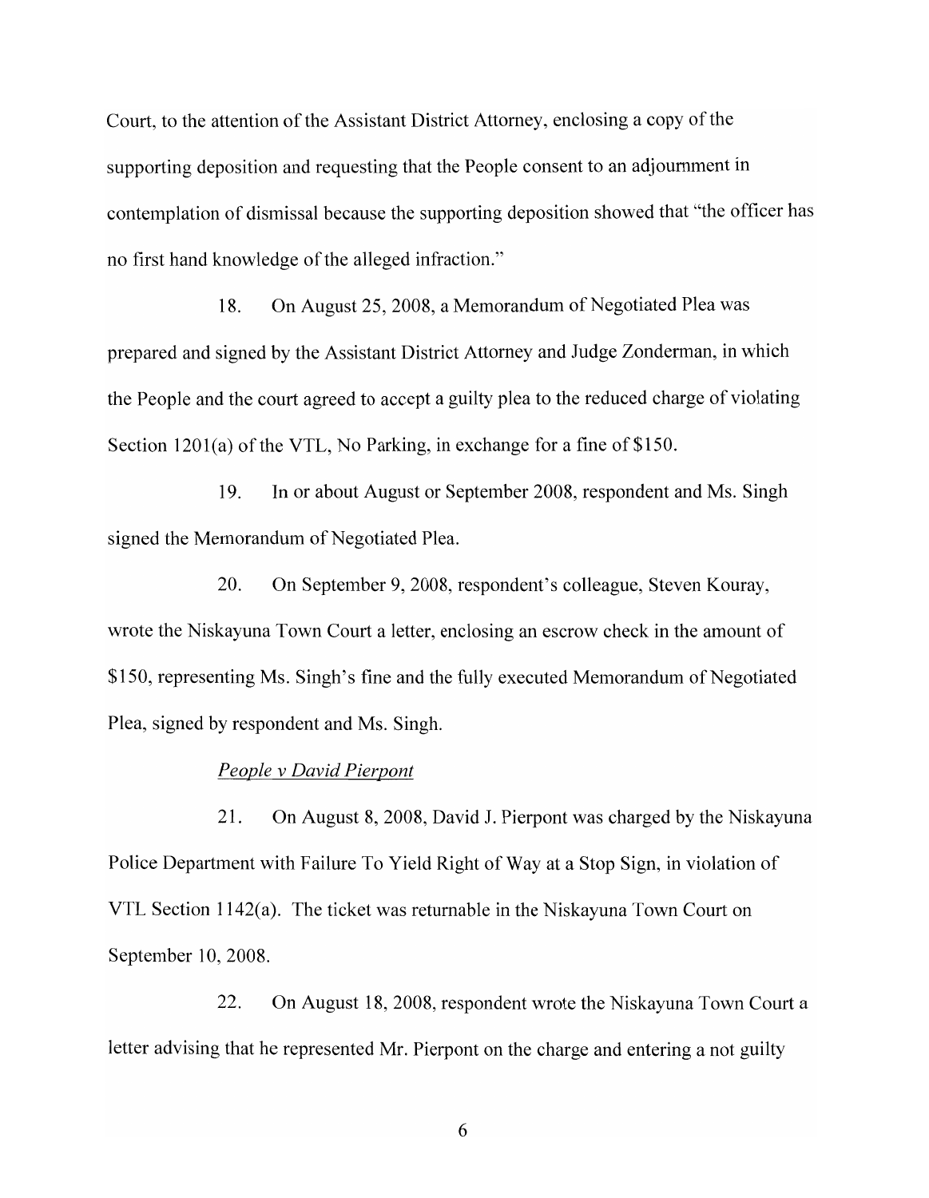Court, to the attention of the Assistant District Attorney, enclosing a copy of the supporting deposition and requesting that the People consent to an adjournment in contemplation of dismissal because the supporting deposition showed that "the officer has no first hand knowledge of the alleged infraction."

18. On August 25, 2008, a Memorandum of Negotiated Plea was prepared and signed by the Assistant District Attorney and Judge Zonderman, in which the People and the court agreed to accept a guilty plea to the reduced charge of violating Section 1201(a) of the VTL, No Parking, in exchange for a fine of $150.

19. In or about August or September 2008, respondent and Ms. Singh signed the Memorandum of Negotiated Plea.

20. On September 9, 2008, respondent's colleague, Steven Kouray, wrote the Niskayuna Town Court a letter, enclosing an escrow check in the amount of $150, representing Ms. Singh's fine and the fully executed Memorandum of Negotiated Plea, signed by respondent and Ms. Singh.

*People v David Pierpont*

21. On August 8, 2008, David J. Pierpont was charged by the Niskayuna Police Department with Failure To Yield Right of Way at a Stop Sign, in violation of VTL Section 1142(a). The ticket was returnable in the Niskayuna Town Court on September 10, 2008.

22. On August 18, 2008, respondent wrote the Niskayuna Town Court a letter advising that he represented Mr. Pierpont on the charge and entering a not guilty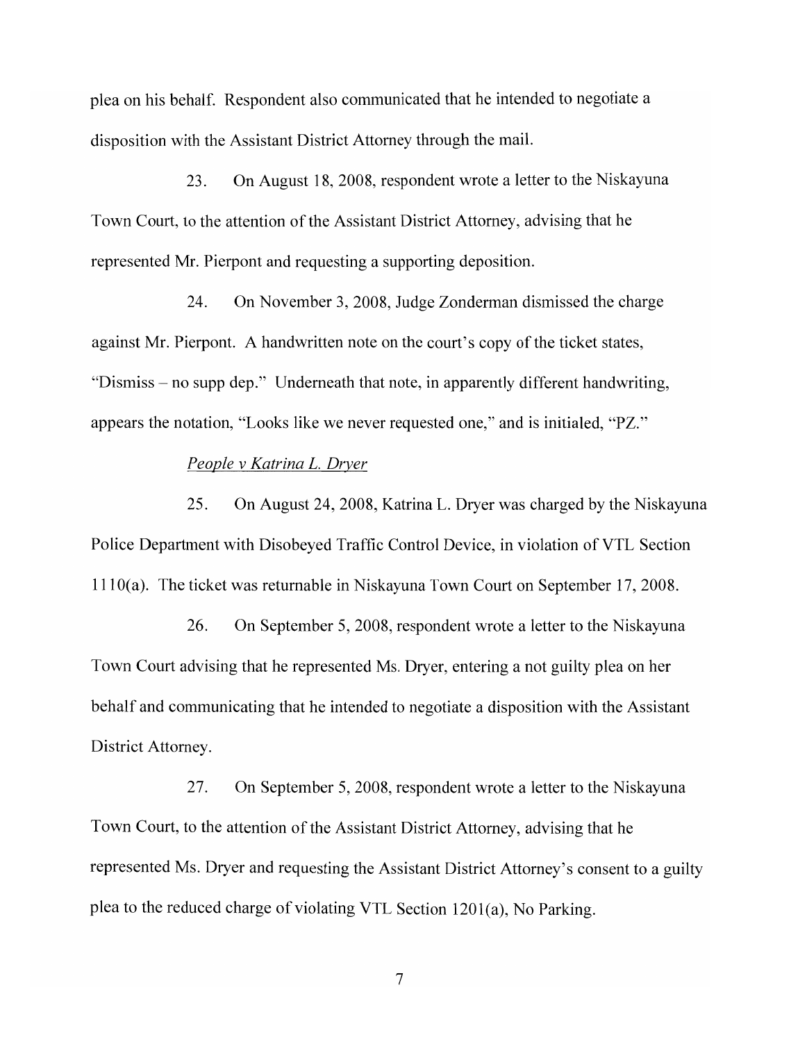plea on his behalf. Respondent also communicated that he intended to negotiate a disposition with the Assistant District Attorney through the mail.

23. On August 18, 2008, respondent wrote a letter to the Niskayuna Town Court, to the attention of the Assistant District Attorney, advising that he represented Mr. Pierpont and requesting a supporting deposition.

24. On November 3, 2008, Judge Zonderman dismissed the charge against Mr. Pierpont. A handwritten note on the court's copy of the ticket states, "Dismiss – no supp dep." Underneath that note, in apparently different handwriting, appears the notation, "Looks like we never requested one," and is initialed, "PZ."

*People v Katrina L. Dryer*

25. On August 24, 2008, Katrina L. Dryer was charged by the Niskayuna Police Department with Disobeyed Traffic Control Device, in violation of VTL Section 1110(a). The ticket was returnable in Niskayuna Town Court on September 17, 2008.

26. On September 5, 2008, respondent wrote a letter to the Niskayuna Town Court advising that he represented Ms. Dryer, entering a not guilty plea on her behalf and communicating that he intended to negotiate a disposition with the Assistant District Attorney.

27. On September 5, 2008, respondent wrote a letter to the Niskayuna Town Court, to the attention of the Assistant District Attorney, advising that he represented Ms. Dryer and requesting the Assistant District Attorney's consent to a guilty plea to the reduced charge of violating VTL Section 1201(a), No Parking.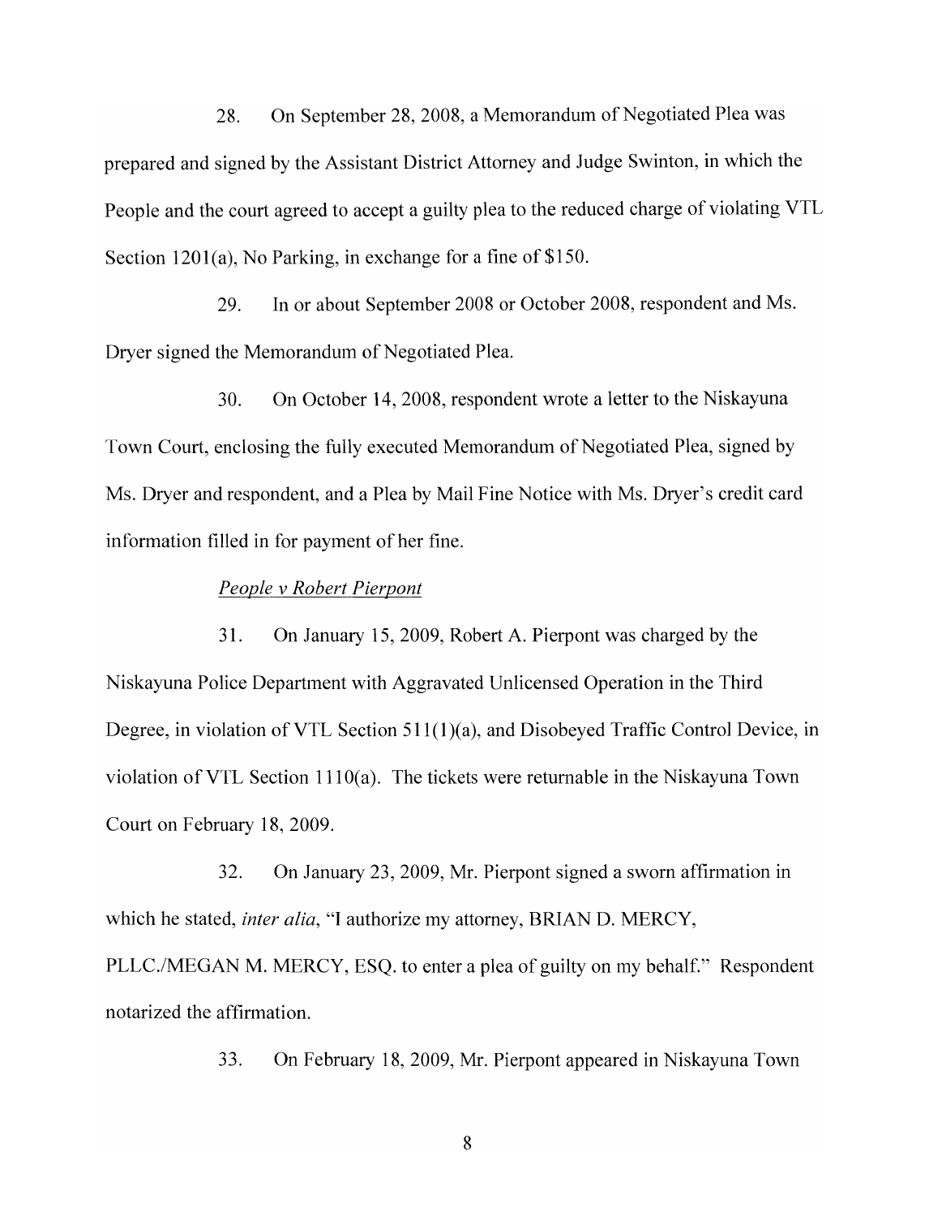28. On September 28, 2008, a Memorandum of Negotiated Plea was prepared and signed by the Assistant District Attorney and Judge Swinton, in which the People and the court agreed to accept a guilty plea to the reduced charge of violating VTL Section 1201(a), No Parking, in exchange for a fine of $150.

29. In or about September 2008 or October 2008, respondent and Ms. Dryer signed the Memorandum of Negotiated Plea.

30. On October 14, 2008, respondent wrote a letter to the Niskayuna Town Court, enclosing the fully executed Memorandum of Negotiated Plea, signed by Ms. Dryer and respondent, and a Plea by Mail Fine Notice with Ms. Dryer's credit card information filled in for payment of her fine.

*People v Robert Pierpont*

31. On January 15, 2009, Robert A. Pierpont was charged by the Niskayuna Police Department with Aggravated Unlicensed Operation in the Third Degree, in violation of VTL Section 511(1)(a), and Disobeyed Traffic Control Device, in violation of VTL Section 1110(a). The tickets were returnable in the Niskayuna Town Court on February 18, 2009.

32. On January 23, 2009, Mr. Pierpont signed a sworn affirmation in which he stated, *inter alia*, "I authorize my attorney, BRIAN D. MERCY, PLLC./MEGAN M. MERCY, ESQ. to enter a plea of guilty on my behalf." Respondent notarized the affirmation.

33. On February 18, 2009, Mr. Pierpont appeared in Niskayuna Town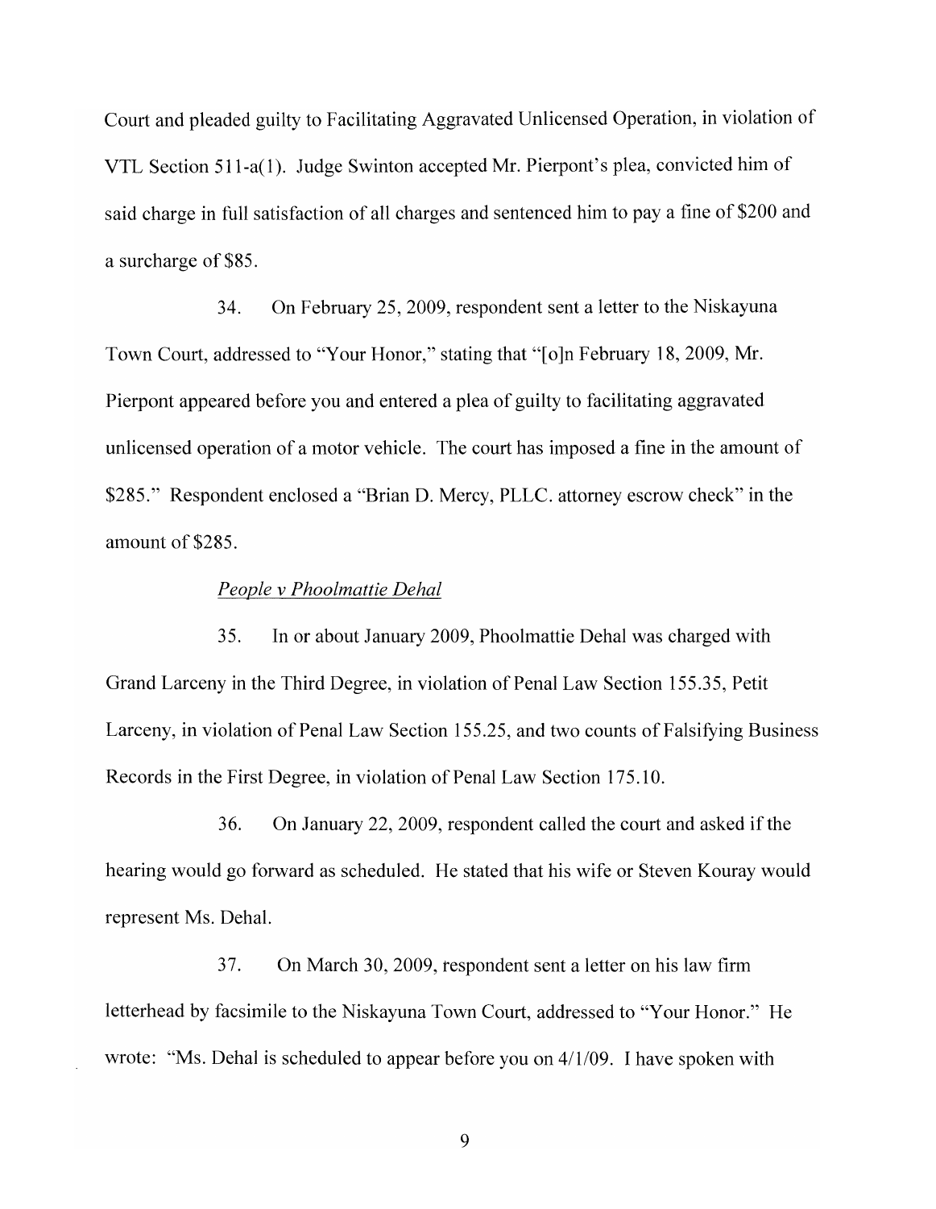Court and pleaded guilty to Facilitating Aggravated Unlicensed Operation, in violation of VTL Section 511-a(1). Judge Swinton accepted Mr. Pierpont's plea, convicted him of said charge in full satisfaction of all charges and sentenced him to pay a fine of $200 and a surcharge of $85.

34. On February 25, 2009, respondent sent a letter to the Niskayuna Town Court, addressed to "Your Honor," stating that "[o]n February 18, 2009, Mr. Pierpont appeared before you and entered a plea of guilty to facilitating aggravated unlicensed operation of a motor vehicle. The court has imposed a fine in the amount of $285." Respondent enclosed a "Brian D. Mercy, PLLC. attorney escrow check" in the amount of $285.

*People v Phoolmattie Dehal*

35. In or about January 2009, Phoolmattie Dehal was charged with Grand Larceny in the Third Degree, in violation of Penal Law Section 155.35, Petit Larceny, in violation of Penal Law Section 155.25, and two counts of Falsifying Business Records in the First Degree, in violation of Penal Law Section 175.10.

36. On January 22, 2009, respondent called the court and asked if the hearing would go forward as scheduled. He stated that his wife or Steven Kouray would represent Ms. Dehal.

37. On March 30, 2009, respondent sent a letter on his law firm letterhead by facsimile to the Niskayuna Town Court, addressed to "Your Honor." He wrote: "Ms. Dehal is scheduled to appear before you on 4/1/09. I have spoken with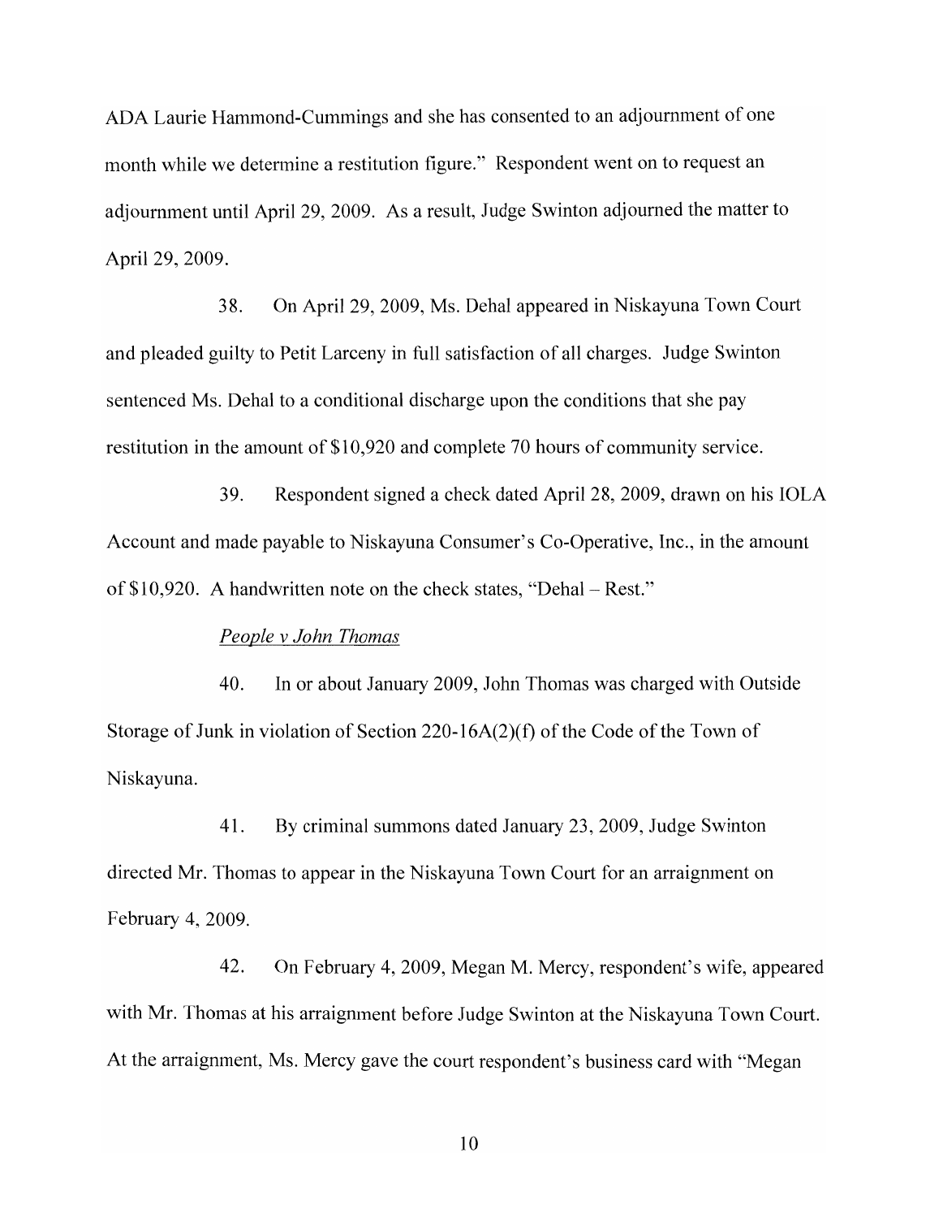ADA Laurie Hammond-Cummings and she has consented to an adjournment of one month while we determine a restitution figure." Respondent went on to request an adjournment until April 29, 2009. As a result, Judge Swinton adjourned the matter to April 29, 2009.

38. On April 29, 2009, Ms. Dehal appeared in Niskayuna Town Court and pleaded guilty to Petit Larceny in full satisfaction of all charges. Judge Swinton sentenced Ms. Dehal to a conditional discharge upon the conditions that she pay restitution in the amount of $10,920 and complete 70 hours of community service.

39. Respondent signed a check dated April 28, 2009, drawn on his IOLA Account and made payable to Niskayuna Consumer's Co-Operative, Inc., in the amount of $10,920. A handwritten note on the check states, "Dehal – Rest."

*People v John Thomas*

40. In or about January 2009, John Thomas was charged with Outside Storage of Junk in violation of Section 220-16A(2)(f) of the Code of the Town of Niskayuna.

41. By criminal summons dated January 23, 2009, Judge Swinton directed Mr. Thomas to appear in the Niskayuna Town Court for an arraignment on February 4, 2009.

42. On February 4, 2009, Megan M. Mercy, respondent's wife, appeared with Mr. Thomas at his arraignment before Judge Swinton at the Niskayuna Town Court. At the arraignment, Ms. Mercy gave the court respondent's business card with "Megan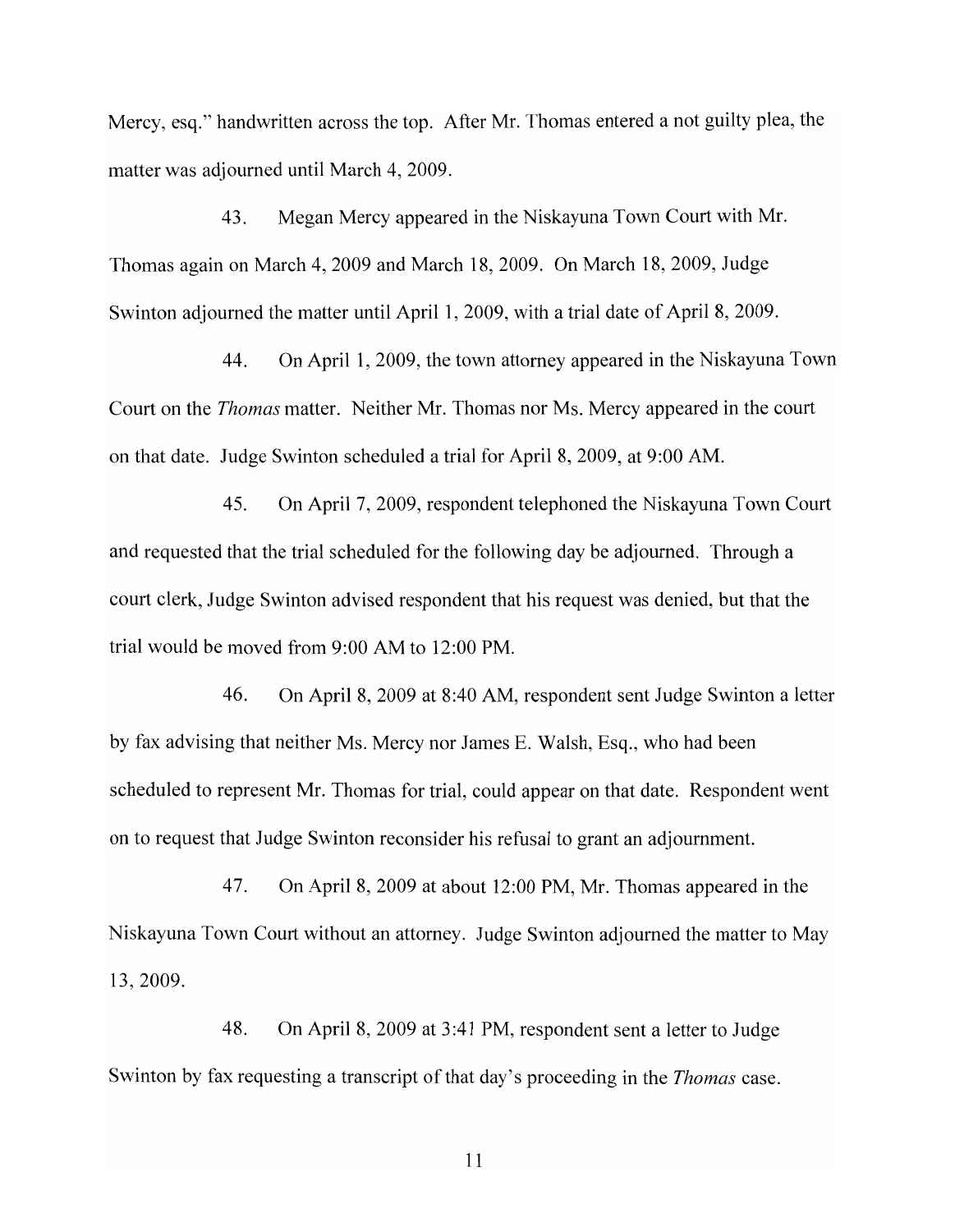Mercy, esq." handwritten across the top. After Mr. Thomas entered a not guilty plea, the matter was adjourned until March 4, 2009.

43. Megan Mercy appeared in the Niskayuna Town Court with Mr. Thomas again on March 4, 2009 and March 18, 2009. On March 18, 2009, Judge Swinton adjourned the matter until April 1, 2009, with a trial date of April 8, 2009.

44. On April 1, 2009, the town attorney appeared in the Niskayuna Town Court on the *Thomas* matter. Neither Mr. Thomas nor Ms. Mercy appeared in the court on that date. Judge Swinton scheduled a trial for April 8, 2009, at 9:00 AM.

45. On April 7, 2009, respondent telephoned the Niskayuna Town Court and requested that the trial scheduled for the following day be adjourned. Through a court clerk, Judge Swinton advised respondent that his request was denied, but that the trial would be moved from 9:00 AM to 12:00 PM.

46. On April 8, 2009 at 8:40 AM, respondent sent Judge Swinton a letter by fax advising that neither Ms. Mercy nor James E. Walsh, Esq., who had been scheduled to represent Mr. Thomas for trial, could appear on that date. Respondent went on to request that Judge Swinton reconsider his refusal to grant an adjournment.

47. On April 8, 2009 at about 12:00 PM, Mr. Thomas appeared in the Niskayuna Town Court without an attorney. Judge Swinton adjourned the matter to May 13, 2009.

48. On April 8, 2009 at 3:41 PM, respondent sent a letter to Judge Swinton by fax requesting a transcript of that day's proceeding in the *Thomas* case.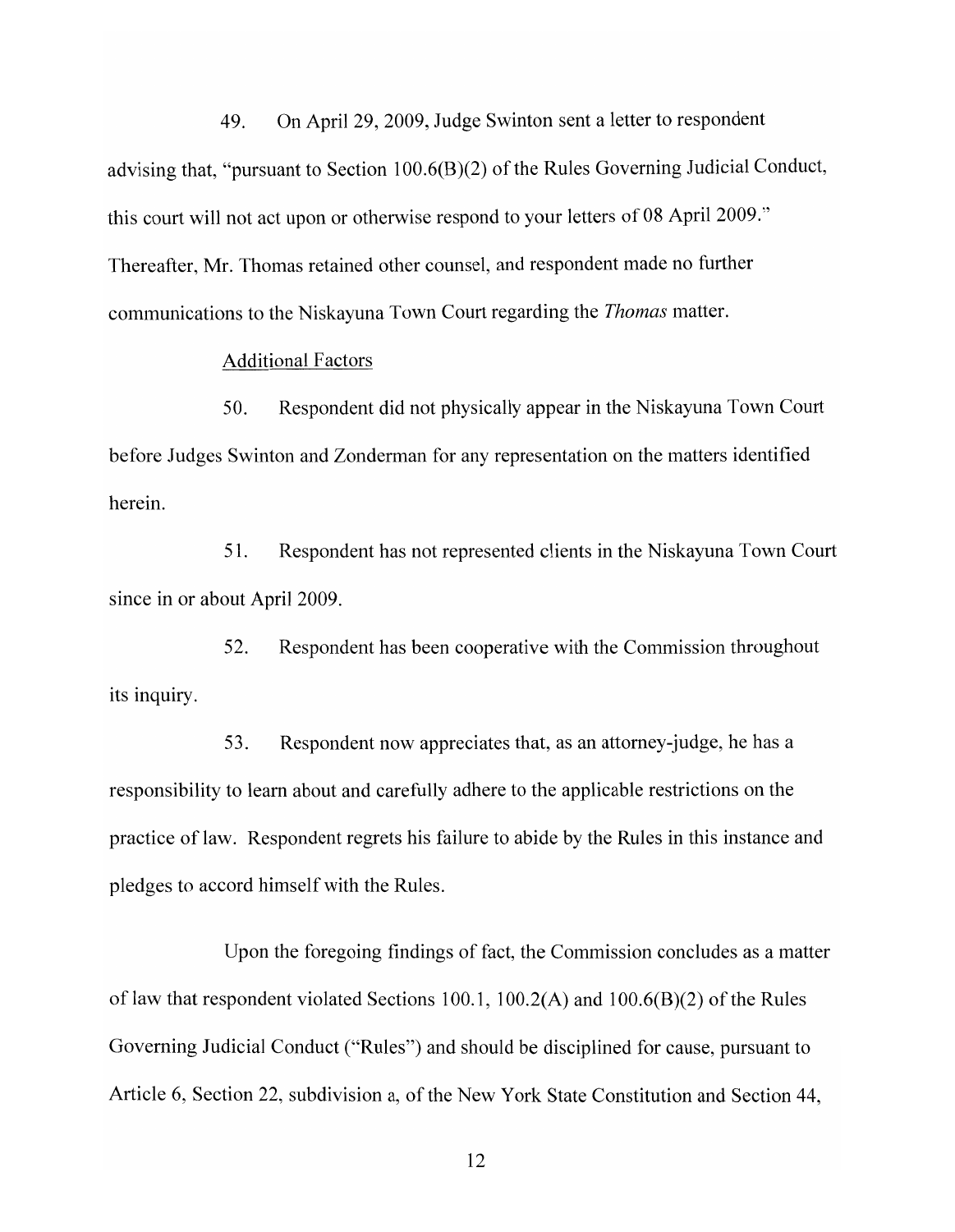49. On April 29, 2009, Judge Swinton sent a letter to respondent advising that, "pursuant to Section 100.6(B)(2) of the Rules Governing Judicial Conduct, this court will not act upon or otherwise respond to your letters of 08 April 2009." Thereafter, Mr. Thomas retained other counsel, and respondent made no further communications to the Niskayuna Town Court regarding the *Thomas* matter.

Additional Factors

50. Respondent did not physically appear in the Niskayuna Town Court before Judges Swinton and Zonderman for any representation on the matters identified herein.

51. Respondent has not represented clients in the Niskayuna Town Court since in or about April 2009.

52. Respondent has been cooperative with the Commission throughout its inquiry.

53. Respondent now appreciates that, as an attorney-judge, he has a responsibility to learn about and carefully adhere to the applicable restrictions on the practice of law. Respondent regrets his failure to abide by the Rules in this instance and pledges to accord himself with the Rules.

Upon the foregoing findings of fact, the Commission concludes as a matter of law that respondent violated Sections 100.1, 100.2(A) and 100.6(B)(2) of the Rules Governing Judicial Conduct ("Rules") and should be disciplined for cause, pursuant to Article 6, Section 22, subdivision a, of the New York State Constitution and Section 44,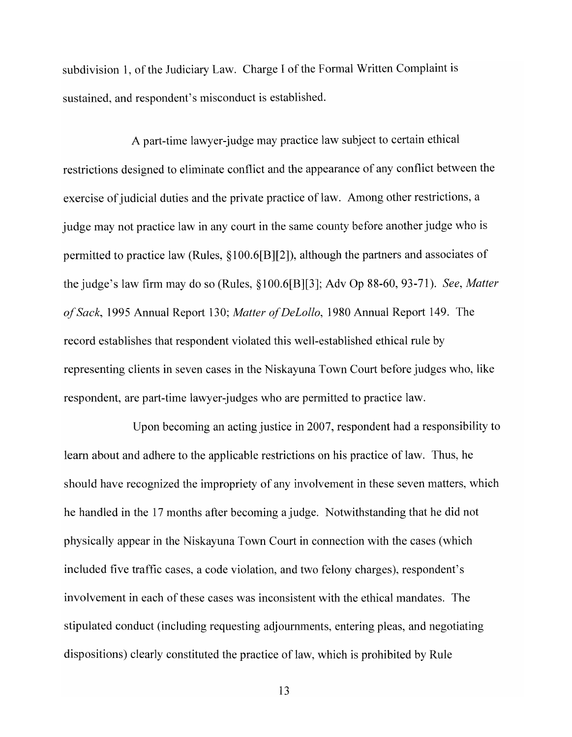subdivision 1, of the Judiciary Law. Charge I of the Formal Written Complaint is sustained, and respondent's misconduct is established.

A part-time lawyer-judge may practice law subject to certain ethical restrictions designed to eliminate conflict and the appearance of any conflict between the exercise of judicial duties and the private practice of law. Among other restrictions, a judge may not practice law in any court in the same county before another judge who is permitted to practice law (Rules, §100.6[B][2]), although the partners and associates of the judge's law firm may do so (Rules, §100.6[B][3]; Adv Op 88-60, 93-71). *See*, *Matter of Sack*, 1995 Annual Report 130; *Matter of DeLollo*, 1980 Annual Report 149. The record establishes that respondent violated this well-established ethical rule by representing clients in seven cases in the Niskayuna Town Court before judges who, like respondent, are part-time lawyer-judges who are permitted to practice law.

Upon becoming an acting justice in 2007, respondent had a responsibility to learn about and adhere to the applicable restrictions on his practice of law. Thus, he should have recognized the impropriety of any involvement in these seven matters, which he handled in the 17 months after becoming a judge. Notwithstanding that he did not physically appear in the Niskayuna Town Court in connection with the cases (which included five traffic cases, a code violation, and two felony charges), respondent's involvement in each of these cases was inconsistent with the ethical mandates. The stipulated conduct (including requesting adjournments, entering pleas, and negotiating dispositions) clearly constituted the practice of law, which is prohibited by Rule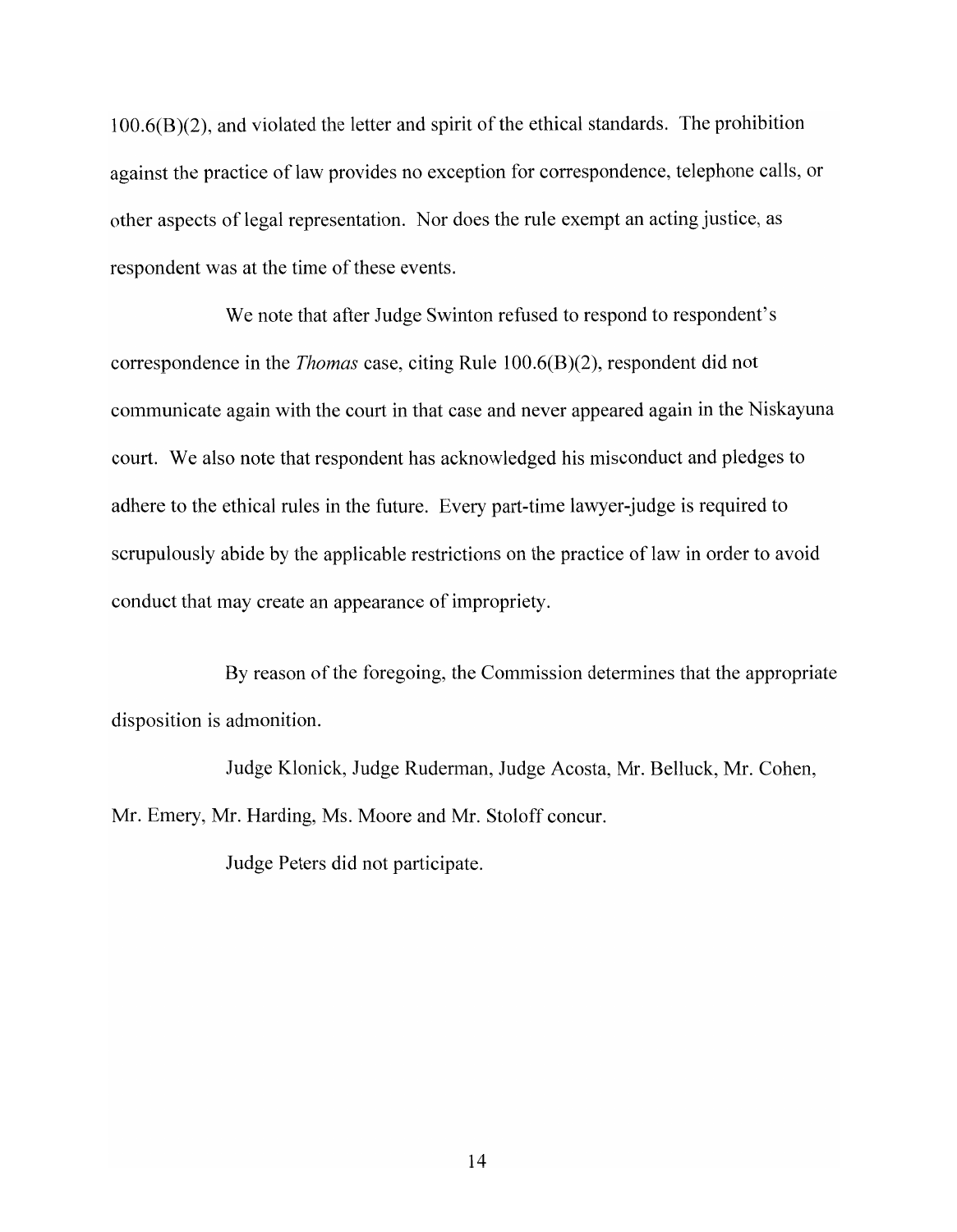100.6(B)(2), and violated the letter and spirit of the ethical standards. The prohibition against the practice of law provides no exception for correspondence, telephone calls, or other aspects of legal representation. Nor does the rule exempt an acting justice, as respondent was at the time of these events.

We note that after Judge Swinton refused to respond to respondent's correspondence in the *Thomas* case, citing Rule 100.6(B)(2), respondent did not communicate again with the court in that case and never appeared again in the Niskayuna court. We also note that respondent has acknowledged his misconduct and pledges to adhere to the ethical rules in the future. Every part-time lawyer-judge is required to scrupulously abide by the applicable restrictions on the practice of law in order to avoid conduct that may create an appearance of impropriety.

By reason of the foregoing, the Commission determines that the appropriate disposition is admonition.

Judge Klonick, Judge Ruderman, Judge Acosta, Mr. Belluck, Mr. Cohen, Mr. Emery, Mr. Harding, Ms. Moore and Mr. Stoloff concur.

Judge Peters did not participate.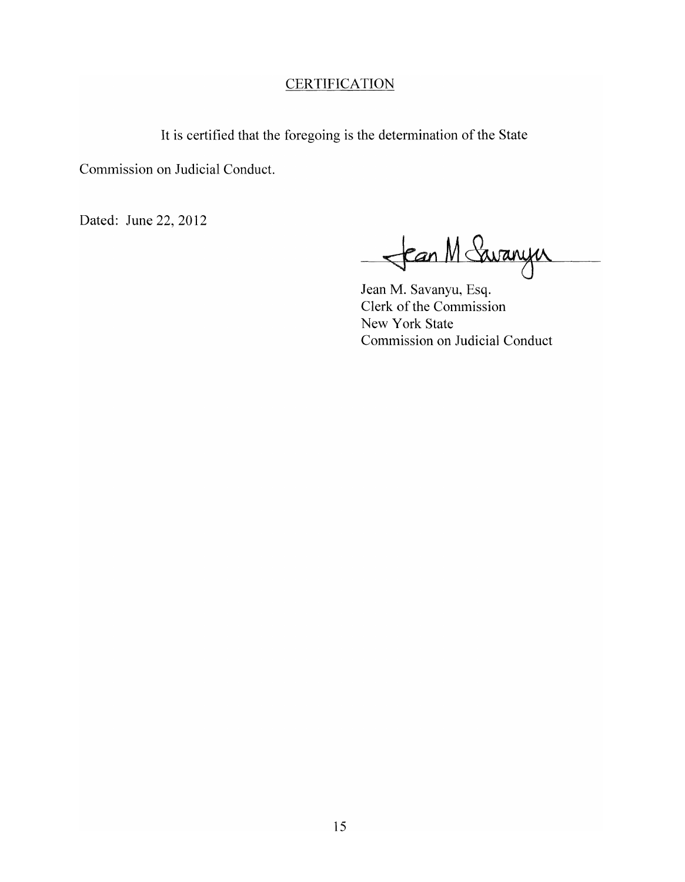## CERTIFICATION

It is certified that the foregoing is the determination of the State Commission on Judicial Conduct.

Dated: June 22, 2012

Jean M. Savanyu, Esq.
Clerk of the Commission
New York State
Commission on Judicial Conduct